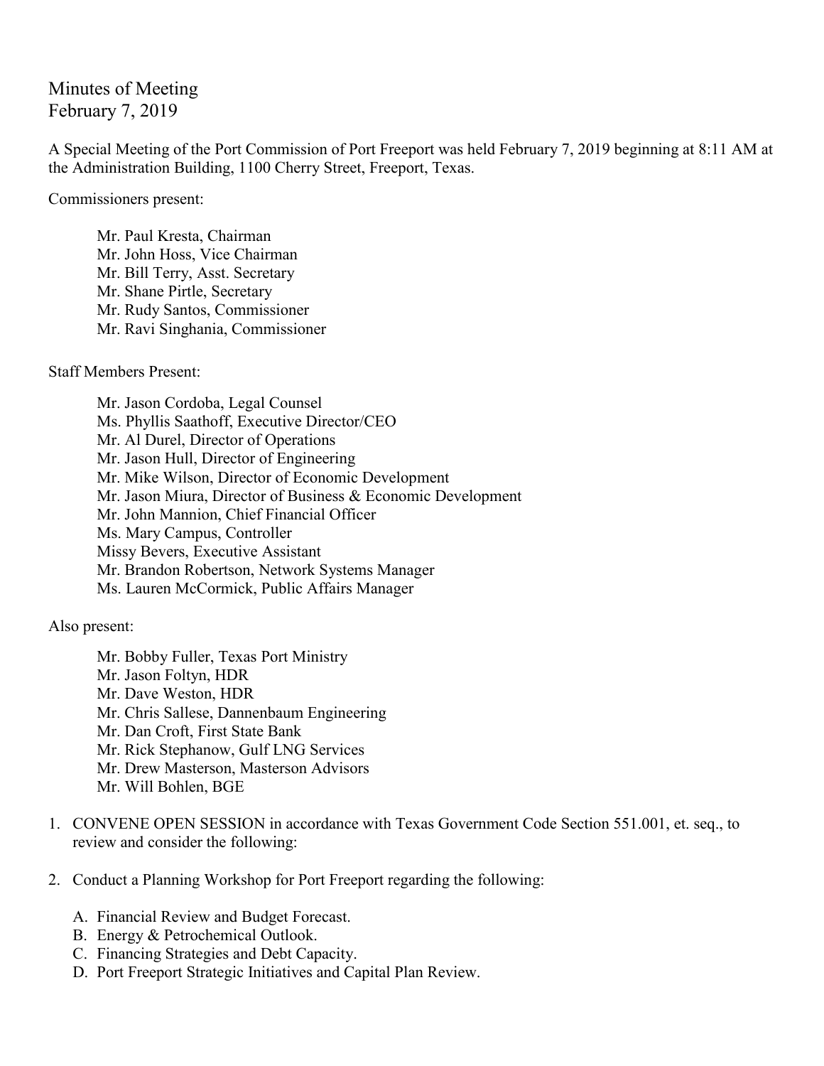Minutes of Meeting
February 7, 2019

A Special Meeting of the Port Commission of Port Freeport was held February 7, 2019 beginning at 8:11 AM at the Administration Building, 1100 Cherry Street, Freeport, Texas.

Commissioners present:

Mr. Paul Kresta, Chairman
Mr. John Hoss, Vice Chairman
Mr. Bill Terry, Asst. Secretary
Mr. Shane Pirtle, Secretary
Mr. Rudy Santos, Commissioner
Mr. Ravi Singhania, Commissioner

Staff Members Present:

Mr. Jason Cordoba, Legal Counsel
Ms. Phyllis Saathoff, Executive Director/CEO
Mr. Al Durel, Director of Operations
Mr. Jason Hull, Director of Engineering
Mr. Mike Wilson, Director of Economic Development
Mr. Jason Miura, Director of Business & Economic Development
Mr. John Mannion, Chief Financial Officer
Ms. Mary Campus, Controller
Missy Bevers, Executive Assistant
Mr. Brandon Robertson, Network Systems Manager
Ms. Lauren McCormick, Public Affairs Manager

Also present:

Mr. Bobby Fuller, Texas Port Ministry
Mr. Jason Foltyn, HDR
Mr. Dave Weston, HDR
Mr. Chris Sallese, Dannenbaum Engineering
Mr. Dan Croft, First State Bank
Mr. Rick Stephanow, Gulf LNG Services
Mr. Drew Masterson, Masterson Advisors
Mr. Will Bohlen, BGE

1. CONVENE OPEN SESSION in accordance with Texas Government Code Section 551.001, et. seq., to review and consider the following:

2. Conduct a Planning Workshop for Port Freeport regarding the following:

   A. Financial Review and Budget Forecast.
   B. Energy & Petrochemical Outlook.
   C. Financing Strategies and Debt Capacity.
   D. Port Freeport Strategic Initiatives and Capital Plan Review.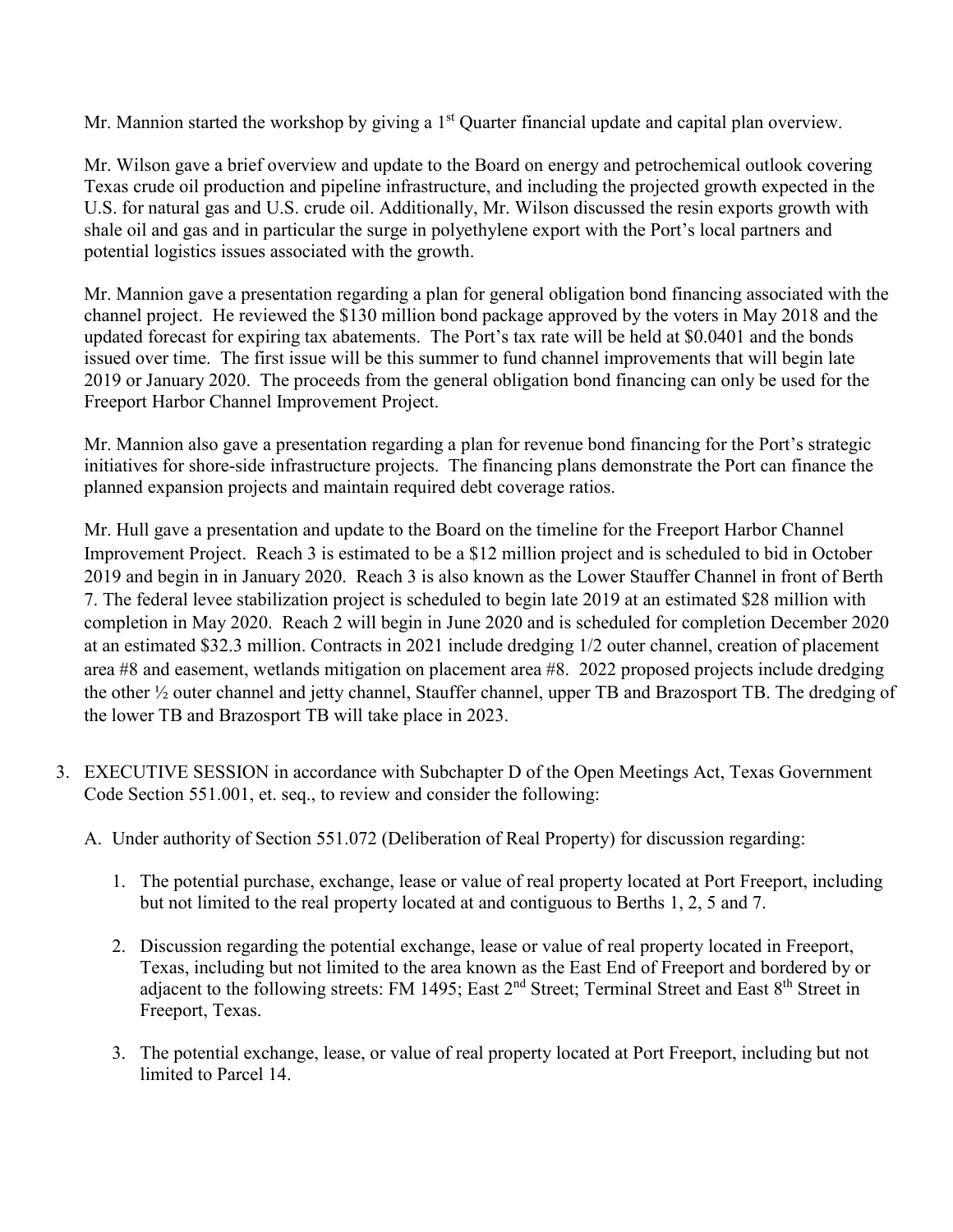Mr. Mannion started the workshop by giving a 1st Quarter financial update and capital plan overview.

Mr. Wilson gave a brief overview and update to the Board on energy and petrochemical outlook covering Texas crude oil production and pipeline infrastructure, and including the projected growth expected in the U.S. for natural gas and U.S. crude oil. Additionally, Mr. Wilson discussed the resin exports growth with shale oil and gas and in particular the surge in polyethylene export with the Port's local partners and potential logistics issues associated with the growth.

Mr. Mannion gave a presentation regarding a plan for general obligation bond financing associated with the channel project. He reviewed the $130 million bond package approved by the voters in May 2018 and the updated forecast for expiring tax abatements. The Port's tax rate will be held at $0.0401 and the bonds issued over time. The first issue will be this summer to fund channel improvements that will begin late 2019 or January 2020. The proceeds from the general obligation bond financing can only be used for the Freeport Harbor Channel Improvement Project.

Mr. Mannion also gave a presentation regarding a plan for revenue bond financing for the Port's strategic initiatives for shore-side infrastructure projects. The financing plans demonstrate the Port can finance the planned expansion projects and maintain required debt coverage ratios.

Mr. Hull gave a presentation and update to the Board on the timeline for the Freeport Harbor Channel Improvement Project. Reach 3 is estimated to be a $12 million project and is scheduled to bid in October 2019 and begin in in January 2020. Reach 3 is also known as the Lower Stauffer Channel in front of Berth 7. The federal levee stabilization project is scheduled to begin late 2019 at an estimated $28 million with completion in May 2020. Reach 2 will begin in June 2020 and is scheduled for completion December 2020 at an estimated $32.3 million. Contracts in 2021 include dredging 1/2 outer channel, creation of placement area #8 and easement, wetlands mitigation on placement area #8. 2022 proposed projects include dredging the other ½ outer channel and jetty channel, Stauffer channel, upper TB and Brazosport TB. The dredging of the lower TB and Brazosport TB will take place in 2023.

3. EXECUTIVE SESSION in accordance with Subchapter D of the Open Meetings Act, Texas Government Code Section 551.001, et. seq., to review and consider the following:

   A. Under authority of Section 551.072 (Deliberation of Real Property) for discussion regarding:

      1. The potential purchase, exchange, lease or value of real property located at Port Freeport, including but not limited to the real property located at and contiguous to Berths 1, 2, 5 and 7.

      2. Discussion regarding the potential exchange, lease or value of real property located in Freeport, Texas, including but not limited to the area known as the East End of Freeport and bordered by or adjacent to the following streets: FM 1495; East 2nd Street; Terminal Street and East 8th Street in Freeport, Texas.

      3. The potential exchange, lease, or value of real property located at Port Freeport, including but not limited to Parcel 14.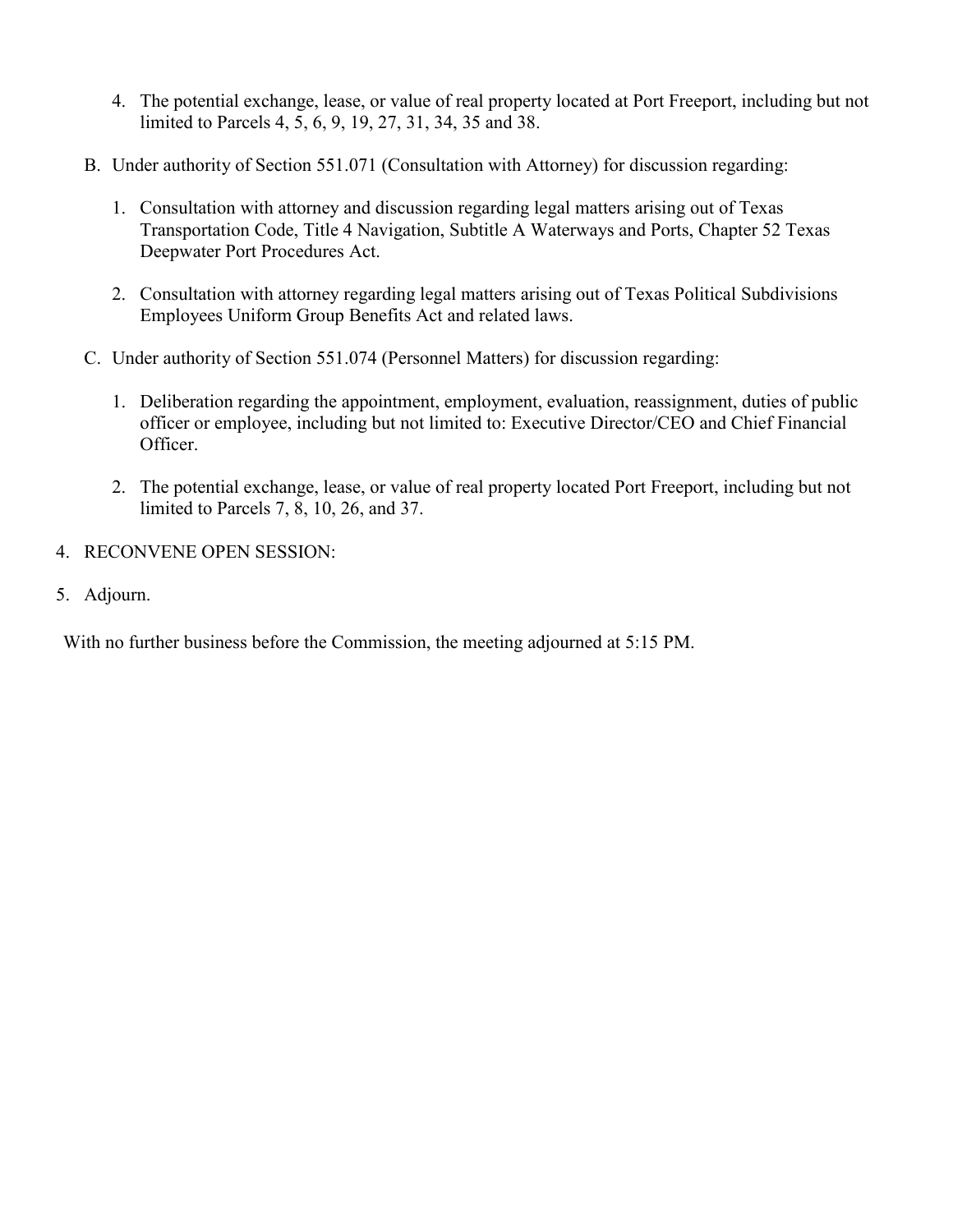4. The potential exchange, lease, or value of real property located at Port Freeport, including but not limited to Parcels 4, 5, 6, 9, 19, 27, 31, 34, 35 and 38.

B. Under authority of Section 551.071 (Consultation with Attorney) for discussion regarding:

1. Consultation with attorney and discussion regarding legal matters arising out of Texas Transportation Code, Title 4 Navigation, Subtitle A Waterways and Ports, Chapter 52 Texas Deepwater Port Procedures Act.

2. Consultation with attorney regarding legal matters arising out of Texas Political Subdivisions Employees Uniform Group Benefits Act and related laws.

C. Under authority of Section 551.074 (Personnel Matters) for discussion regarding:

1. Deliberation regarding the appointment, employment, evaluation, reassignment, duties of public officer or employee, including but not limited to: Executive Director/CEO and Chief Financial Officer.

2. The potential exchange, lease, or value of real property located Port Freeport, including but not limited to Parcels 7, 8, 10, 26, and 37.

4. RECONVENE OPEN SESSION:

5. Adjourn.

With no further business before the Commission, the meeting adjourned at 5:15 PM.